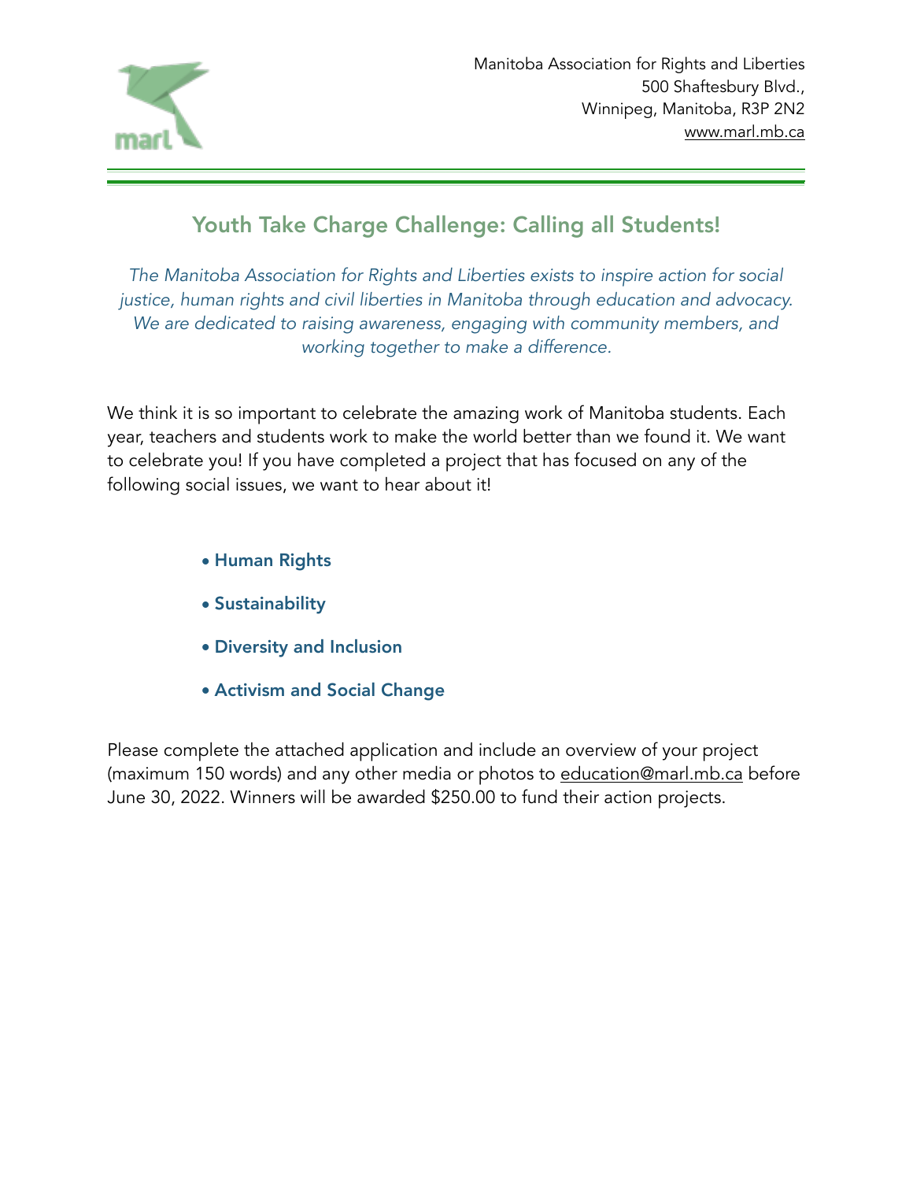Manitoba Association for Rights and Liberties
500 Shaftesbury Blvd.,
Winnipeg, Manitoba, R3P 2N2
www.marl.mb.ca

## Youth Take Charge Challenge: Calling all Students!

*The Manitoba Association for Rights and Liberties exists to inspire action for social justice, human rights and civil liberties in Manitoba through education and advocacy. We are dedicated to raising awareness, engaging with community members, and working together to make a difference.*

We think it is so important to celebrate the amazing work of Manitoba students. Each year, teachers and students work to make the world better than we found it. We want to celebrate you! If you have completed a project that has focused on any of the following social issues, we want to hear about it!

- **Human Rights**
- **Sustainability**
- **Diversity and Inclusion**
- **Activism and Social Change**

Please complete the attached application and include an overview of your project (maximum 150 words) and any other media or photos to education@marl.mb.ca before June 30, 2022. Winners will be awarded $250.00 to fund their action projects.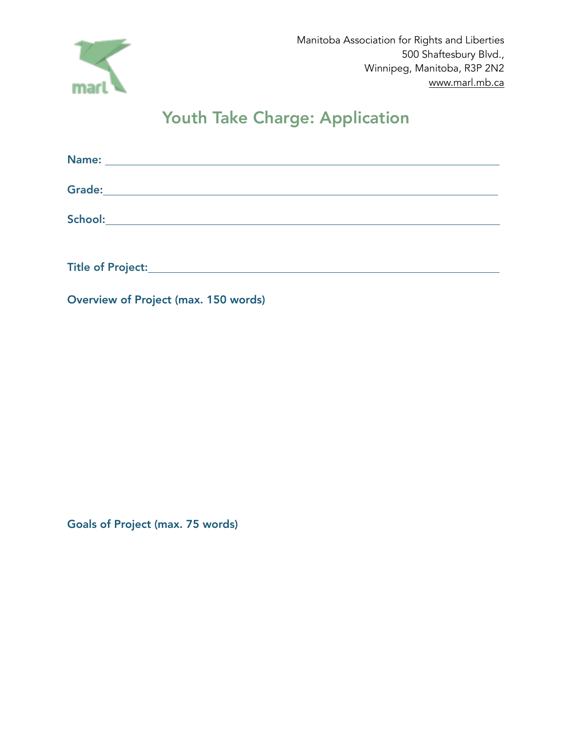Manitoba Association for Rights and Liberties
500 Shaftesbury Blvd.,
Winnipeg, Manitoba, R3P 2N2
www.marl.mb.ca

# Youth Take Charge: Application

**Name:** ______________________________

**Grade:** ______________________________

**School:** ______________________________

**Title of Project:** ______________________________

**Overview of Project (max. 150 words)**

**Goals of Project (max. 75 words)**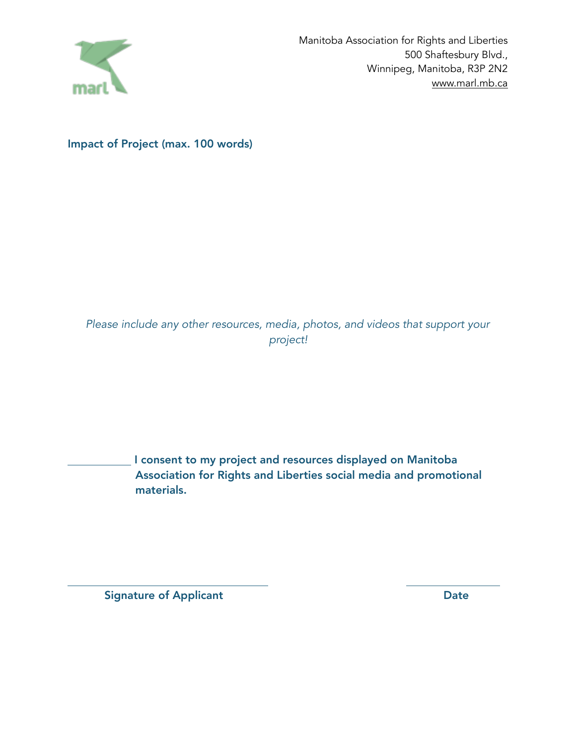Manitoba Association for Rights and Liberties
500 Shaftesbury Blvd.,
Winnipeg, Manitoba, R3P 2N2
www.marl.mb.ca

**Impact of Project (max. 100 words)**

*Please include any other resources, media, photos, and videos that support your project!*

___________ **I consent to my project and resources displayed on Manitoba Association for Rights and Liberties social media and promotional materials.**

_________________________________ _______________

**Signature of Applicant** **Date**